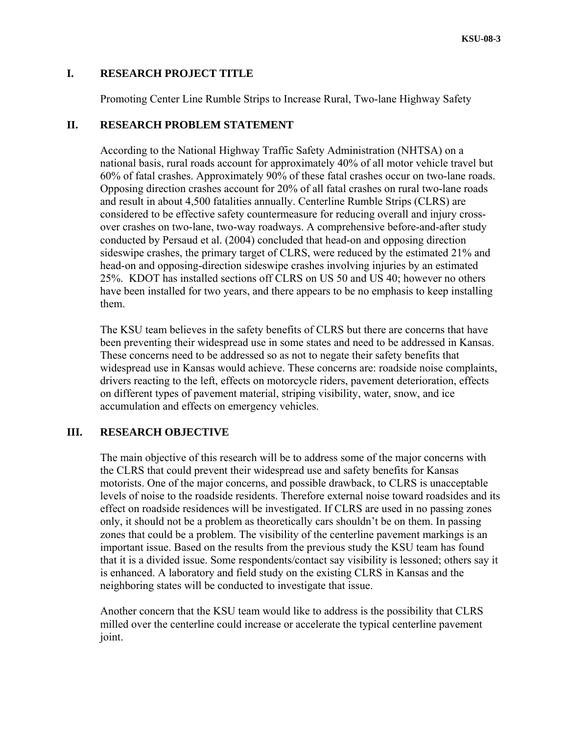## I. RESEARCH PROJECT TITLE

Promoting Center Line Rumble Strips to Increase Rural, Two-lane Highway Safety

## II. RESEARCH PROBLEM STATEMENT

According to the National Highway Traffic Safety Administration (NHTSA) on a national basis, rural roads account for approximately 40% of all motor vehicle travel but 60% of fatal crashes. Approximately 90% of these fatal crashes occur on two-lane roads. Opposing direction crashes account for 20% of all fatal crashes on rural two-lane roads and result in about 4,500 fatalities annually. Centerline Rumble Strips (CLRS) are considered to be effective safety countermeasure for reducing overall and injury cross-over crashes on two-lane, two-way roadways. A comprehensive before-and-after study conducted by Persaud et al. (2004) concluded that head-on and opposing direction sideswipe crashes, the primary target of CLRS, were reduced by the estimated 21% and head-on and opposing-direction sideswipe crashes involving injuries by an estimated 25%. KDOT has installed sections off CLRS on US 50 and US 40; however no others have been installed for two years, and there appears to be no emphasis to keep installing them.

The KSU team believes in the safety benefits of CLRS but there are concerns that have been preventing their widespread use in some states and need to be addressed in Kansas. These concerns need to be addressed so as not to negate their safety benefits that widespread use in Kansas would achieve. These concerns are: roadside noise complaints, drivers reacting to the left, effects on motorcycle riders, pavement deterioration, effects on different types of pavement material, striping visibility, water, snow, and ice accumulation and effects on emergency vehicles.

## III. RESEARCH OBJECTIVE

The main objective of this research will be to address some of the major concerns with the CLRS that could prevent their widespread use and safety benefits for Kansas motorists. One of the major concerns, and possible drawback, to CLRS is unacceptable levels of noise to the roadside residents. Therefore external noise toward roadsides and its effect on roadside residences will be investigated. If CLRS are used in no passing zones only, it should not be a problem as theoretically cars shouldn't be on them. In passing zones that could be a problem. The visibility of the centerline pavement markings is an important issue. Based on the results from the previous study the KSU team has found that it is a divided issue. Some respondents/contact say visibility is lessoned; others say it is enhanced. A laboratory and field study on the existing CLRS in Kansas and the neighboring states will be conducted to investigate that issue.

Another concern that the KSU team would like to address is the possibility that CLRS milled over the centerline could increase or accelerate the typical centerline pavement joint.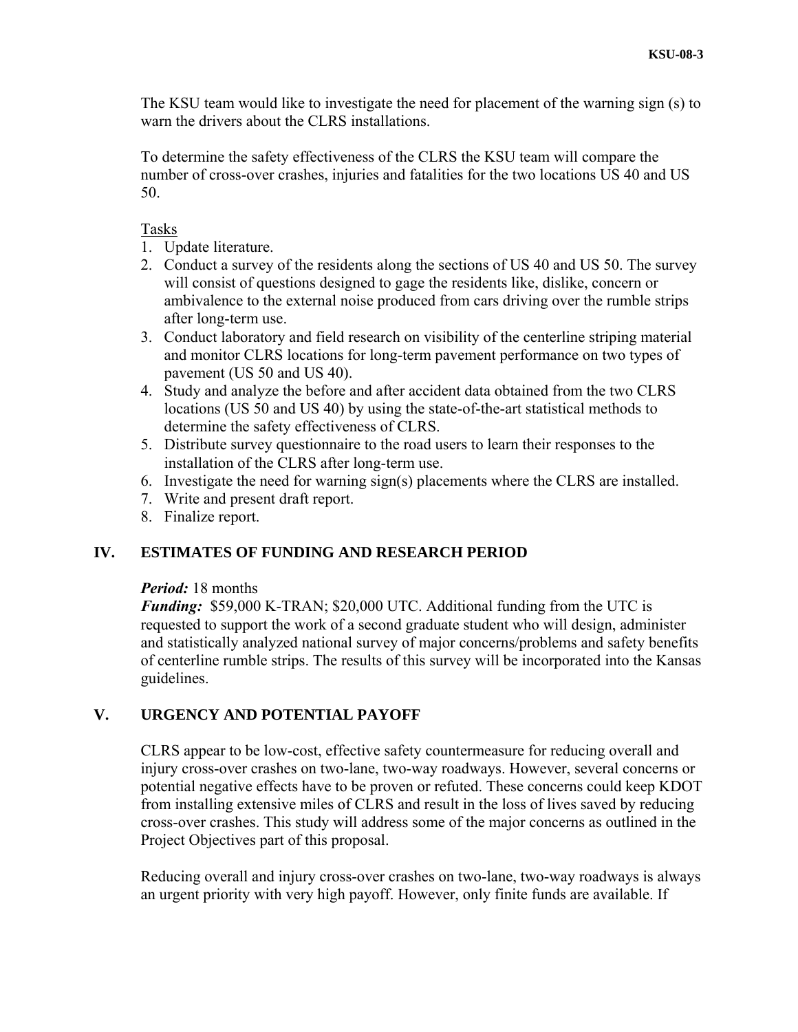The KSU team would like to investigate the need for placement of the warning sign (s) to warn the drivers about the CLRS installations.

To determine the safety effectiveness of the CLRS the KSU team will compare the number of cross-over crashes, injuries and fatalities for the two locations US 40 and US 50.

Tasks

1. Update literature.
2. Conduct a survey of the residents along the sections of US 40 and US 50. The survey will consist of questions designed to gage the residents like, dislike, concern or ambivalence to the external noise produced from cars driving over the rumble strips after long-term use.
3. Conduct laboratory and field research on visibility of the centerline striping material and monitor CLRS locations for long-term pavement performance on two types of pavement (US 50 and US 40).
4. Study and analyze the before and after accident data obtained from the two CLRS locations (US 50 and US 40) by using the state-of-the-art statistical methods to determine the safety effectiveness of CLRS.
5. Distribute survey questionnaire to the road users to learn their responses to the installation of the CLRS after long-term use.
6. Investigate the need for warning sign(s) placements where the CLRS are installed.
7. Write and present draft report.
8. Finalize report.

## IV. ESTIMATES OF FUNDING AND RESEARCH PERIOD

***Period:*** 18 months
***Funding:*** $59,000 K-TRAN; $20,000 UTC. Additional funding from the UTC is requested to support the work of a second graduate student who will design, administer and statistically analyzed national survey of major concerns/problems and safety benefits of centerline rumble strips. The results of this survey will be incorporated into the Kansas guidelines.

## V. URGENCY AND POTENTIAL PAYOFF

CLRS appear to be low-cost, effective safety countermeasure for reducing overall and injury cross-over crashes on two-lane, two-way roadways. However, several concerns or potential negative effects have to be proven or refuted. These concerns could keep KDOT from installing extensive miles of CLRS and result in the loss of lives saved by reducing cross-over crashes. This study will address some of the major concerns as outlined in the Project Objectives part of this proposal.

Reducing overall and injury cross-over crashes on two-lane, two-way roadways is always an urgent priority with very high payoff. However, only finite funds are available. If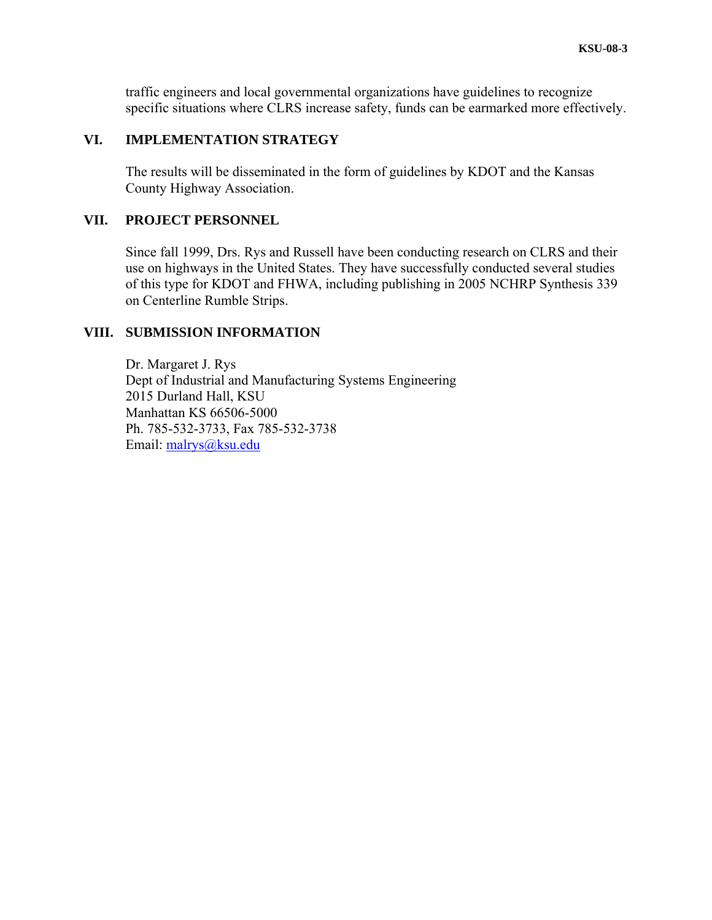traffic engineers and local governmental organizations have guidelines to recognize specific situations where CLRS increase safety, funds can be earmarked more effectively.

## VI. IMPLEMENTATION STRATEGY

The results will be disseminated in the form of guidelines by KDOT and the Kansas County Highway Association.

## VII. PROJECT PERSONNEL

Since fall 1999, Drs. Rys and Russell have been conducting research on CLRS and their use on highways in the United States. They have successfully conducted several studies of this type for KDOT and FHWA, including publishing in 2005 NCHRP Synthesis 339 on Centerline Rumble Strips.

## VIII. SUBMISSION INFORMATION

Dr. Margaret J. Rys
Dept of Industrial and Manufacturing Systems Engineering
2015 Durland Hall, KSU
Manhattan KS 66506-5000
Ph. 785-532-3733, Fax 785-532-3738
Email: malrys@ksu.edu